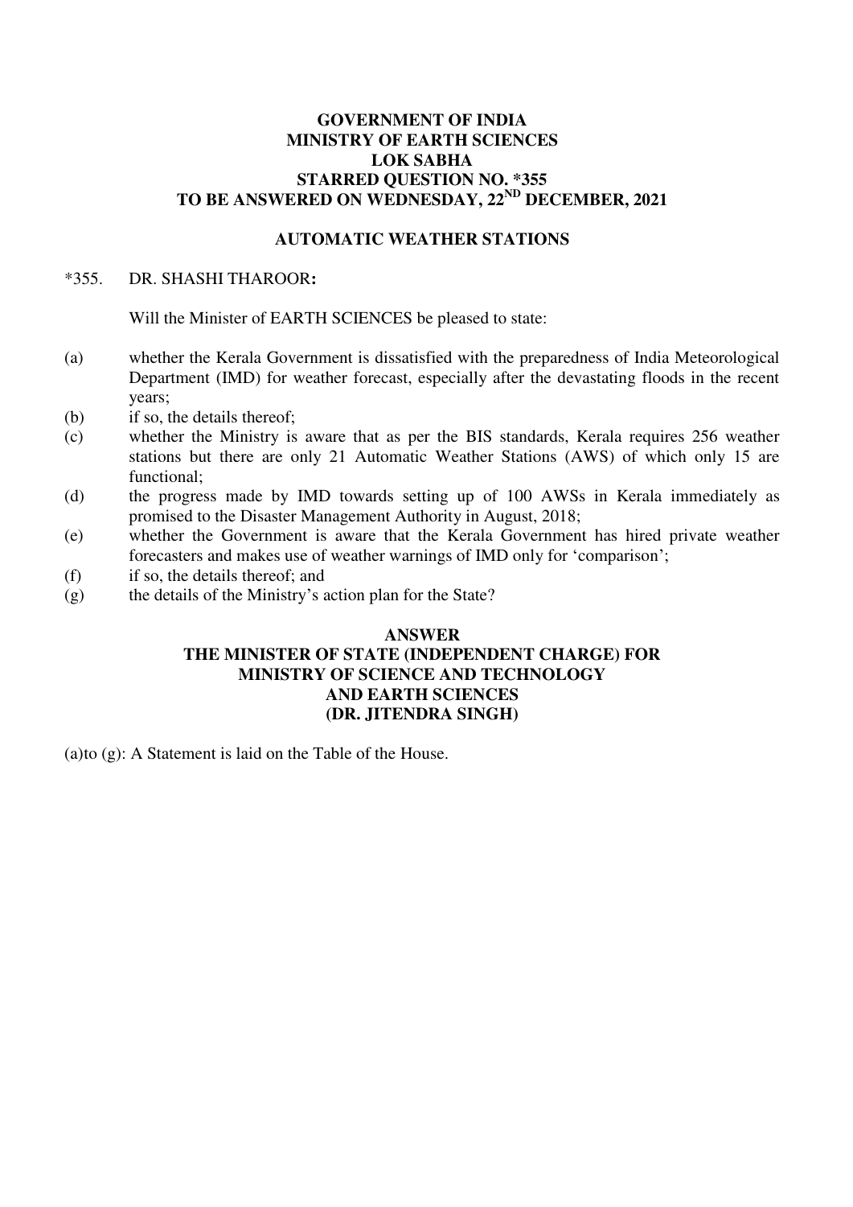**GOVERNMENT OF INDIA**
**MINISTRY OF EARTH SCIENCES**
**LOK SABHA**
**STARRED QUESTION NO. *355**
**TO BE ANSWERED ON WEDNESDAY, 22ND DECEMBER, 2021**

**AUTOMATIC WEATHER STATIONS**

*355. DR. SHASHI THAROOR**:**

Will the Minister of EARTH SCIENCES be pleased to state:

(a) whether the Kerala Government is dissatisfied with the preparedness of India Meteorological Department (IMD) for weather forecast, especially after the devastating floods in the recent years;

(b) if so, the details thereof;

(c) whether the Ministry is aware that as per the BIS standards, Kerala requires 256 weather stations but there are only 21 Automatic Weather Stations (AWS) of which only 15 are functional;

(d) the progress made by IMD towards setting up of 100 AWSs in Kerala immediately as promised to the Disaster Management Authority in August, 2018;

(e) whether the Government is aware that the Kerala Government has hired private weather forecasters and makes use of weather warnings of IMD only for 'comparison';

(f) if so, the details thereof; and

(g) the details of the Ministry's action plan for the State?

**ANSWER**
**THE MINISTER OF STATE (INDEPENDENT CHARGE) FOR**
**MINISTRY OF SCIENCE AND TECHNOLOGY**
**AND EARTH SCIENCES**
**(DR. JITENDRA SINGH)**

(a)to (g): A Statement is laid on the Table of the House.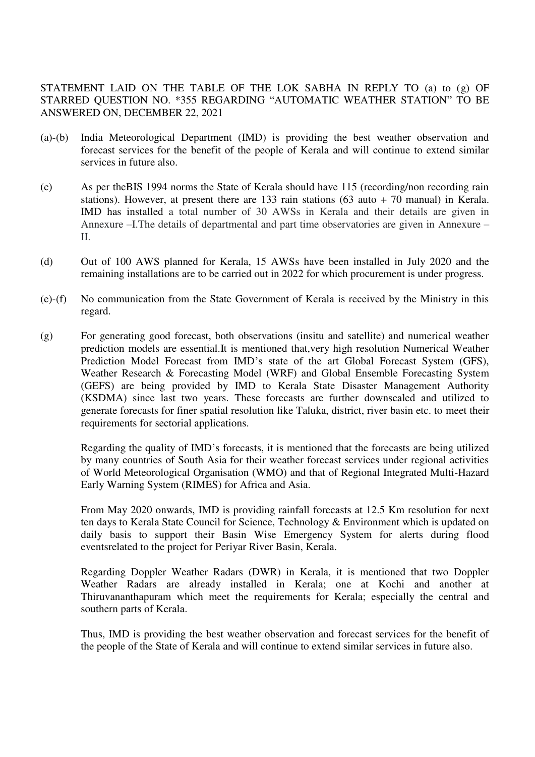STATEMENT LAID ON THE TABLE OF THE LOK SABHA IN REPLY TO (a) to (g) OF STARRED QUESTION NO. *355 REGARDING "AUTOMATIC WEATHER STATION" TO BE ANSWERED ON, DECEMBER 22, 2021

(a)-(b) India Meteorological Department (IMD) is providing the best weather observation and forecast services for the benefit of the people of Kerala and will continue to extend similar services in future also.

(c) As per theBIS 1994 norms the State of Kerala should have 115 (recording/non recording rain stations). However, at present there are 133 rain stations (63 auto + 70 manual) in Kerala. IMD has installed a total number of 30 AWSs in Kerala and their details are given in Annexure –I.The details of departmental and part time observatories are given in Annexure – II.

(d) Out of 100 AWS planned for Kerala, 15 AWSs have been installed in July 2020 and the remaining installations are to be carried out in 2022 for which procurement is under progress.

(e)-(f) No communication from the State Government of Kerala is received by the Ministry in this regard.

(g) For generating good forecast, both observations (insitu and satellite) and numerical weather prediction models are essential.It is mentioned that,very high resolution Numerical Weather Prediction Model Forecast from IMD's state of the art Global Forecast System (GFS), Weather Research & Forecasting Model (WRF) and Global Ensemble Forecasting System (GEFS) are being provided by IMD to Kerala State Disaster Management Authority (KSDMA) since last two years. These forecasts are further downscaled and utilized to generate forecasts for finer spatial resolution like Taluka, district, river basin etc. to meet their requirements for sectorial applications.

Regarding the quality of IMD's forecasts, it is mentioned that the forecasts are being utilized by many countries of South Asia for their weather forecast services under regional activities of World Meteorological Organisation (WMO) and that of Regional Integrated Multi-Hazard Early Warning System (RIMES) for Africa and Asia.

From May 2020 onwards, IMD is providing rainfall forecasts at 12.5 Km resolution for next ten days to Kerala State Council for Science, Technology & Environment which is updated on daily basis to support their Basin Wise Emergency System for alerts during flood eventsrelated to the project for Periyar River Basin, Kerala.

Regarding Doppler Weather Radars (DWR) in Kerala, it is mentioned that two Doppler Weather Radars are already installed in Kerala; one at Kochi and another at Thiruvananthapuram which meet the requirements for Kerala; especially the central and southern parts of Kerala.

Thus, IMD is providing the best weather observation and forecast services for the benefit of the people of the State of Kerala and will continue to extend similar services in future also.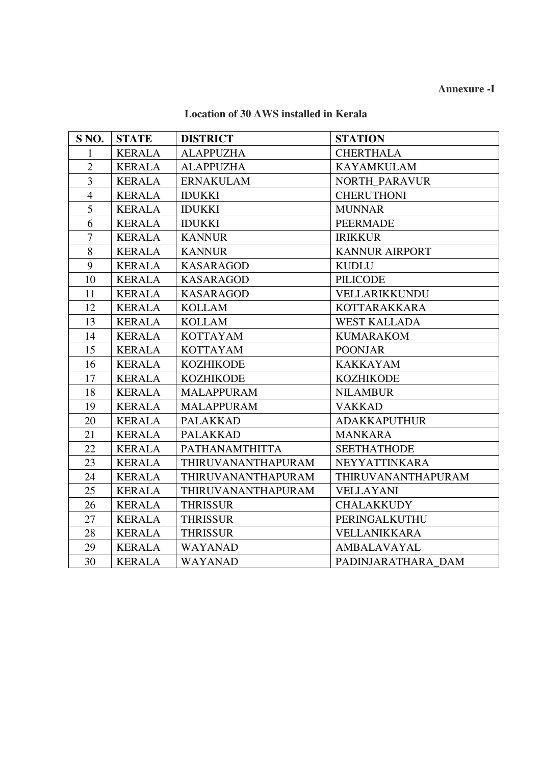**Annexure -I**

**Location of 30 AWS installed in Kerala**

| S NO. | STATE | DISTRICT | STATION |
|---|---|---|---|
| 1 | KERALA | ALAPPUZHA | CHERTHALA |
| 2 | KERALA | ALAPPUZHA | KAYAMKULAM |
| 3 | KERALA | ERNAKULAM | NORTH_PARAVUR |
| 4 | KERALA | IDUKKI | CHERUTHONI |
| 5 | KERALA | IDUKKI | MUNNAR |
| 6 | KERALA | IDUKKI | PEERMADE |
| 7 | KERALA | KANNUR | IRIKKUR |
| 8 | KERALA | KANNUR | KANNUR AIRPORT |
| 9 | KERALA | KASARAGOD | KUDLU |
| 10 | KERALA | KASARAGOD | PILICODE |
| 11 | KERALA | KASARAGOD | VELLARIKKUNDU |
| 12 | KERALA | KOLLAM | KOTTARAKKARA |
| 13 | KERALA | KOLLAM | WEST KALLADA |
| 14 | KERALA | KOTTAYAM | KUMARAKOM |
| 15 | KERALA | KOTTAYAM | POONJAR |
| 16 | KERALA | KOZHIKODE | KAKKAYAM |
| 17 | KERALA | KOZHIKODE | KOZHIKODE |
| 18 | KERALA | MALAPPURAM | NILAMBUR |
| 19 | KERALA | MALAPPURAM | VAKKAD |
| 20 | KERALA | PALAKKAD | ADAKKAPUTHUR |
| 21 | KERALA | PALAKKAD | MANKARA |
| 22 | KERALA | PATHANAMTHITTA | SEETHATHODE |
| 23 | KERALA | THIRUVANANTHAPURAM | NEYYATTINKARA |
| 24 | KERALA | THIRUVANANTHAPURAM | THIRUVANANTHAPURAM |
| 25 | KERALA | THIRUVANANTHAPURAM | VELLAYANI |
| 26 | KERALA | THRISSUR | CHALAKKUDY |
| 27 | KERALA | THRISSUR | PERINGALKUTHU |
| 28 | KERALA | THRISSUR | VELLANIKKARA |
| 29 | KERALA | WAYANAD | AMBALAVAYAL |
| 30 | KERALA | WAYANAD | PADINJARATHARA_DAM |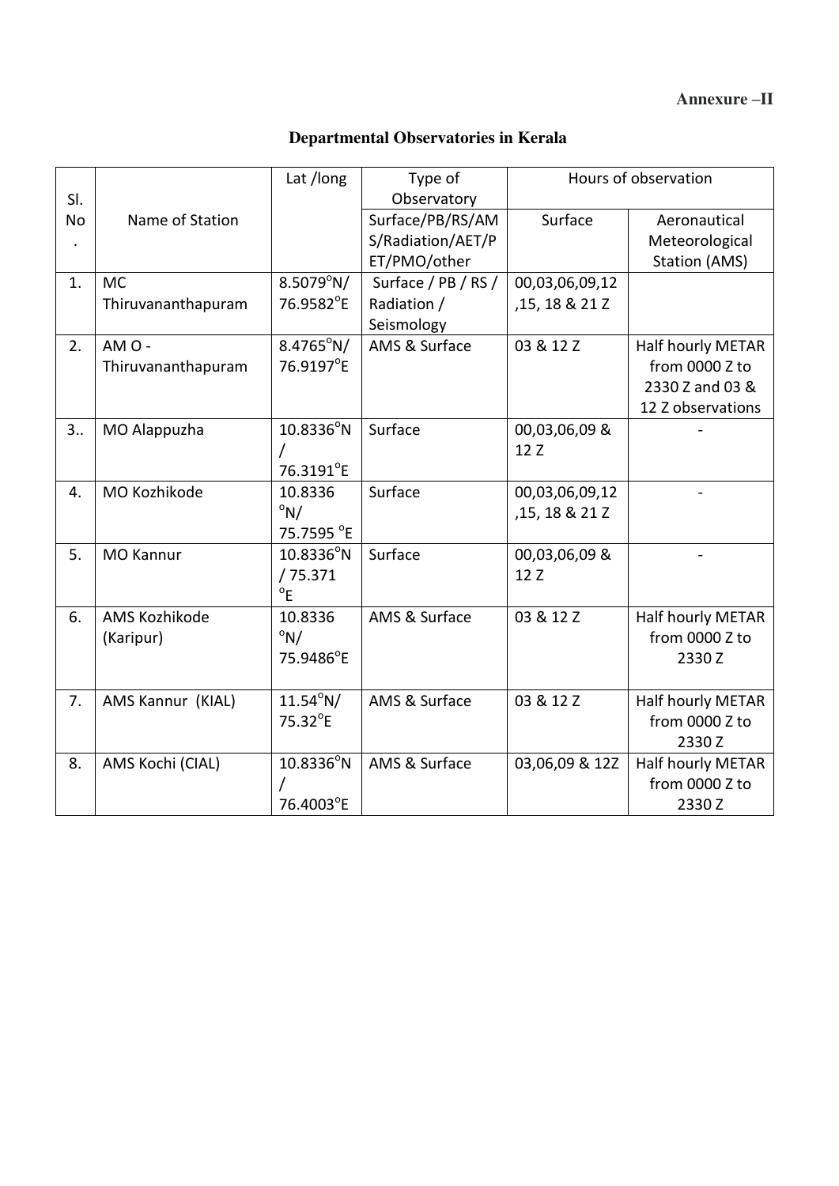**Annexure –II**

# Departmental Observatories in Kerala

| Sl. No. | Name of Station | Lat /long | Type of Observatory | Hours of observation | |
|---|---|---|---|---|---|
| | | | Surface/PB/RS/AMS/Radiation/AET/PET/PMO/other | Surface | Aeronautical Meteorological Station (AMS) |
| 1. | MC Thiruvananthapuram | 8.5079°N/ 76.9582°E | Surface / PB / RS / Radiation / Seismology | 00,03,06,09,12 ,15, 18 & 21 Z | |
| 2. | AM O - Thiruvananthapuram | 8.4765°N/ 76.9197°E | AMS & Surface | 03 & 12 Z | Half hourly METAR from 0000 Z to 2330 Z and 03 & 12 Z observations |
| 3.. | MO Alappuzha | 10.8336°N / 76.3191°E | Surface | 00,03,06,09 & 12 Z | - |
| 4. | MO Kozhikode | 10.8336 °N/ 75.7595 °E | Surface | 00,03,06,09,12 ,15, 18 & 21 Z | - |
| 5. | MO Kannur | 10.8336°N / 75.371 °E | Surface | 00,03,06,09 & 12 Z | - |
| 6. | AMS Kozhikode (Karipur) | 10.8336 °N/ 75.9486°E | AMS & Surface | 03 & 12 Z | Half hourly METAR from 0000 Z to 2330 Z |
| 7. | AMS Kannur (KIAL) | 11.54°N/ 75.32°E | AMS & Surface | 03 & 12 Z | Half hourly METAR from 0000 Z to 2330 Z |
| 8. | AMS Kochi (CIAL) | 10.8336°N / 76.4003°E | AMS & Surface | 03,06,09 & 12Z | Half hourly METAR from 0000 Z to 2330 Z |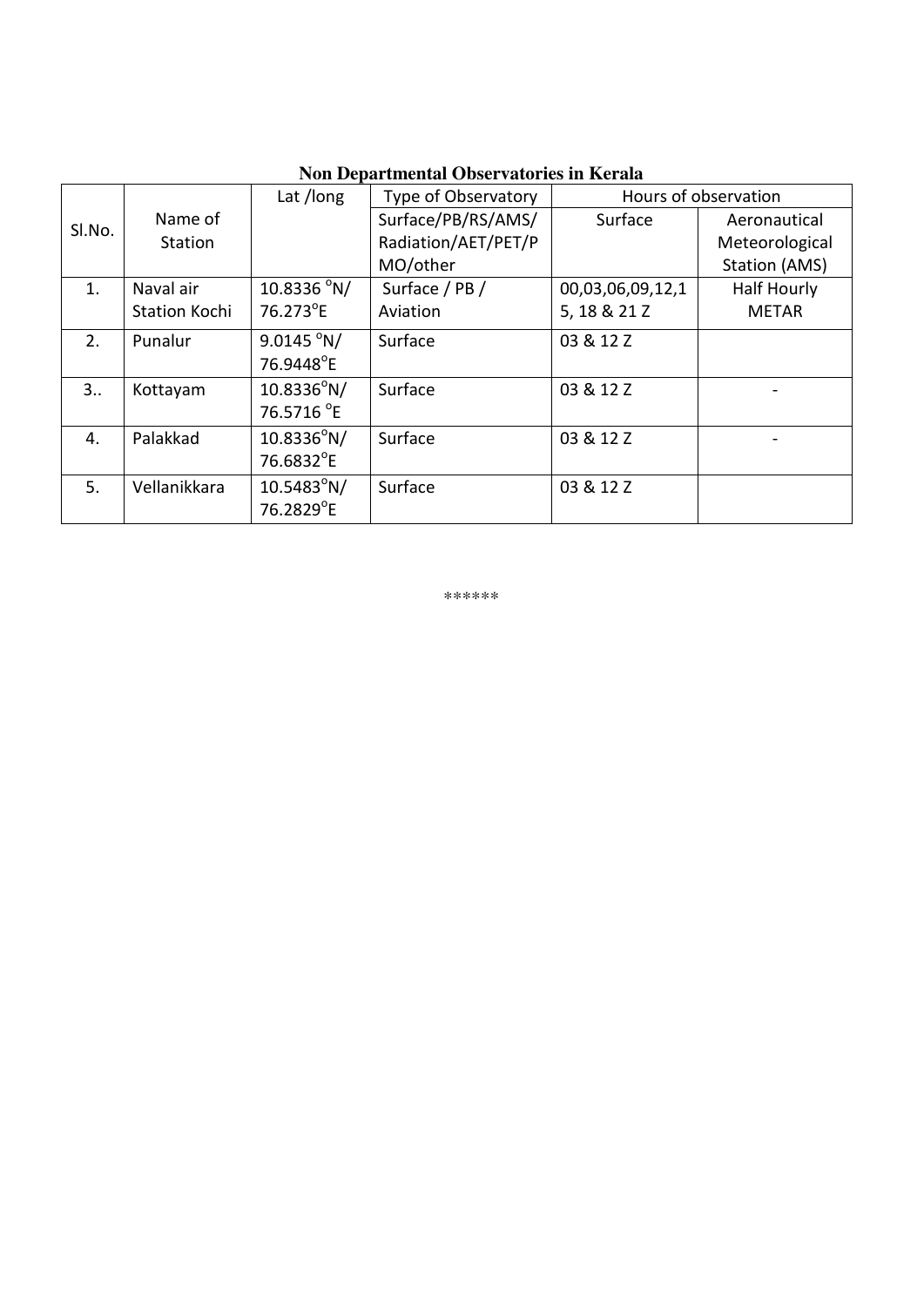**Non Departmental Observatories in Kerala**

| Sl.No. | Name of Station | Lat /long | Type of Observatory | Hours of observation | |
|---|---|---|---|---|---|
| | | | Surface/PB/RS/AMS/ Radiation/AET/PET/PMO/other | Surface | Aeronautical Meteorological Station (AMS) |
| 1. | Naval air Station Kochi | 10.8336 °N/ 76.273°E | Surface / PB / Aviation | 00,03,06,09,12,15, 18 & 21 Z | Half Hourly METAR |
| 2. | Punalur | 9.0145 °N/ 76.9448°E | Surface | 03 & 12 Z | |
| 3.. | Kottayam | 10.8336°N/ 76.5716 °E | Surface | 03 & 12 Z | - |
| 4. | Palakkad | 10.8336°N/ 76.6832°E | Surface | 03 & 12 Z | - |
| 5. | Vellanikkara | 10.5483°N/ 76.2829°E | Surface | 03 & 12 Z | |

******